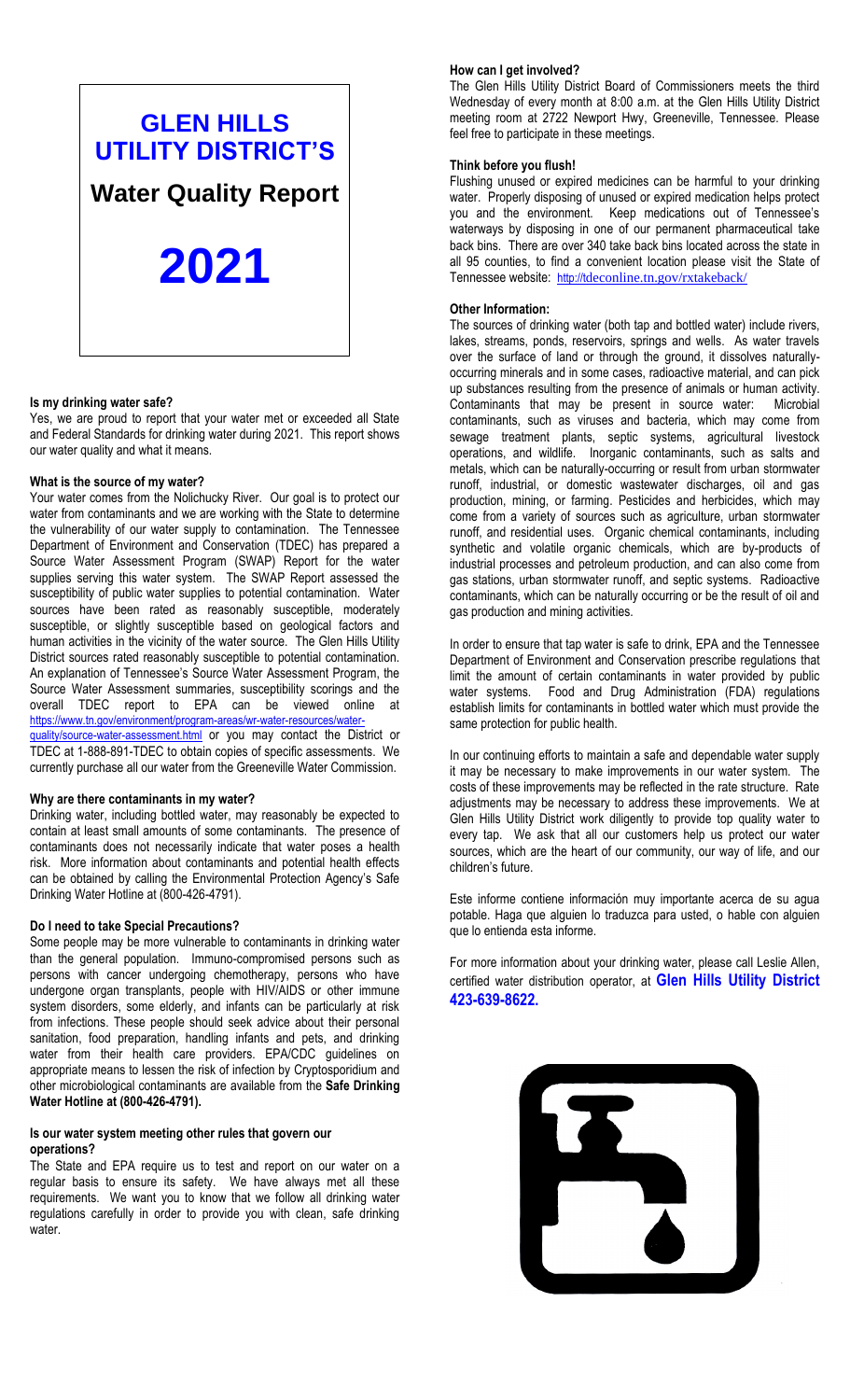# GLEN HILLS UTILITY DISTRICT'S

## Water Quality Report

# 2021

**Is my drinking water safe?**

Yes, we are proud to report that your water met or exceeded all State and Federal Standards for drinking water during 2021. This report shows our water quality and what it means.

**What is the source of my water?**

Your water comes from the Nolichucky River. Our goal is to protect our water from contaminants and we are working with the State to determine the vulnerability of our water supply to contamination. The Tennessee Department of Environment and Conservation (TDEC) has prepared a Source Water Assessment Program (SWAP) Report for the water supplies serving this water system. The SWAP Report assessed the susceptibility of public water supplies to potential contamination. Water sources have been rated as reasonably susceptible, moderately susceptible, or slightly susceptible based on geological factors and human activities in the vicinity of the water source. The Glen Hills Utility District sources rated reasonably susceptible to potential contamination. An explanation of Tennessee's Source Water Assessment Program, the Source Water Assessment summaries, susceptibility scorings and the overall TDEC report to EPA can be viewed online at https://www.tn.gov/environment/program-areas/wr-water-resources/water-quality/source-water-assessment.html or you may contact the District or TDEC at 1-888-891-TDEC to obtain copies of specific assessments. We currently purchase all our water from the Greeneville Water Commission.

**Why are there contaminants in my water?**

Drinking water, including bottled water, may reasonably be expected to contain at least small amounts of some contaminants. The presence of contaminants does not necessarily indicate that water poses a health risk. More information about contaminants and potential health effects can be obtained by calling the Environmental Protection Agency's Safe Drinking Water Hotline at (800-426-4791).

**Do I need to take Special Precautions?**

Some people may be more vulnerable to contaminants in drinking water than the general population. Immuno-compromised persons such as persons with cancer undergoing chemotherapy, persons who have undergone organ transplants, people with HIV/AIDS or other immune system disorders, some elderly, and infants can be particularly at risk from infections. These people should seek advice about their personal sanitation, food preparation, handling infants and pets, and drinking water from their health care providers. EPA/CDC guidelines on appropriate means to lessen the risk of infection by Cryptosporidium and other microbiological contaminants are available from the **Safe Drinking Water Hotline at (800-426-4791).**

**Is our water system meeting other rules that govern our operations?**

The State and EPA require us to test and report on our water on a regular basis to ensure its safety. We have always met all these requirements. We want you to know that we follow all drinking water regulations carefully in order to provide you with clean, safe drinking water.

**How can I get involved?**

The Glen Hills Utility Board of Commissioners meets the third Wednesday of every month at 8:00 a.m. at the Glen Hills Utility District meeting room at 2722 Newport Hwy, Greeneville, Tennessee. Please feel free to participate in these meetings.

**Think before you flush!**

Flushing unused or expired medicines can be harmful to your drinking water. Properly disposing of unused or expired medication helps protect you and the environment. Keep medications out of Tennessee's waterways by disposing in one of our permanent pharmaceutical take back bins. There are over 340 take back bins located across the state in all 95 counties, to find a convenient location please visit the State of Tennessee website: http://tdeconline.tn.gov/rxtakeback/

**Other Information:**

The sources of drinking water (both tap and bottled water) include rivers, lakes, streams, ponds, reservoirs, springs and wells. As water travels over the surface of land or through the ground, it dissolves naturally-occurring minerals and in some cases, radioactive material, and can pick up substances resulting from the presence of animals or human activity. Contaminants that may be present in source water: Microbial contaminants, such as viruses and bacteria, which may come from sewage treatment plants, septic systems, agricultural livestock operations, and wildlife. Inorganic contaminants, such as salts and metals, which can be naturally-occurring or result from urban stormwater runoff, industrial, or domestic wastewater discharges, oil and gas production, mining, or farming. Pesticides and herbicides, which may come from a variety of sources such as agriculture, urban stormwater runoff, and residential uses. Organic chemical contaminants, including synthetic and volatile organic chemicals, which are by-products of industrial processes and petroleum production, and can also come from gas stations, urban stormwater runoff, and septic systems. Radioactive contaminants, which can be naturally occurring or be the result of oil and gas production and mining activities.

In order to ensure that tap water is safe to drink, EPA and the Tennessee Department of Environment and Conservation prescribe regulations that limit the amount of certain contaminants in water provided by public water systems. Food and Drug Administration (FDA) regulations establish limits for contaminants in bottled water which must provide the same protection for public health.

In our continuing efforts to maintain a safe and dependable water supply it may be necessary to make improvements in our water system. The costs of these improvements may be reflected in the rate structure. Rate adjustments may be necessary to address these improvements. We at Glen Hills Utility District work diligently to provide top quality water to every tap. We ask that all our customers help us protect our water sources, which are the heart of our community, our way of life, and our children's future.

Este informe contiene información muy importante acerca de su agua potable. Haga que alguien lo traduzca para usted, o hable con alguien que lo entienda esta informe.

For more information about your drinking water, please call Leslie Allen, certified water distribution operator, at **Glen Hills Utility District 423-639-8622.**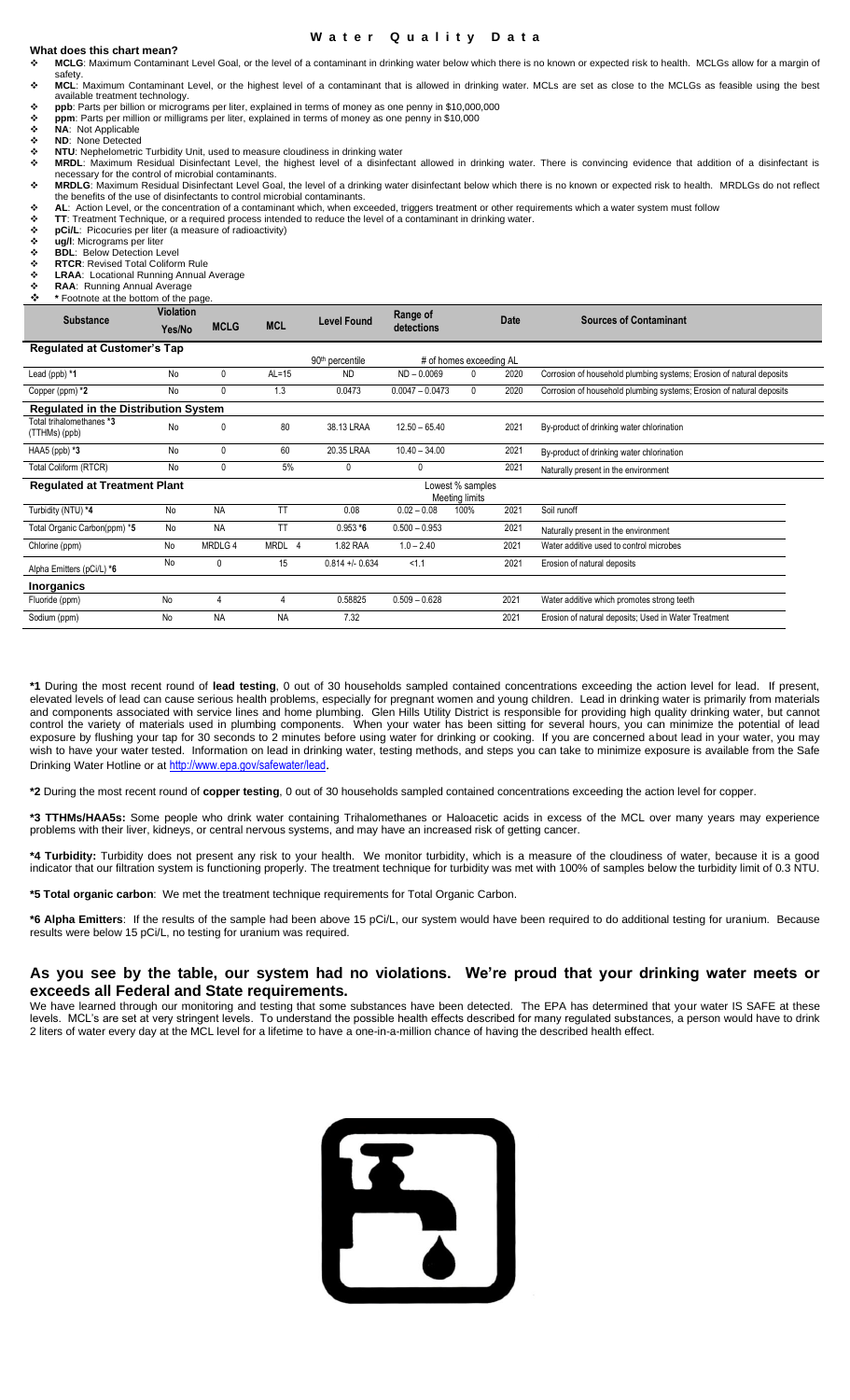# Water Quality Data

**What does this chart mean?**

- **MCLG**: Maximum Contaminant Level Goal, or the level of a contaminant in drinking water below which there is no known or expected risk to health. MCLGs allow for a margin of safety.
- **MCL**: Maximum Contaminant Level, or the highest level of a contaminant that is allowed in drinking water. MCLs are set as close to the MCLGs as feasible using the best available treatment technology.
- **ppb**: Parts per billion or micrograms per liter, explained in terms of money as one penny in $10,000,000
- **ppm**: Parts per million or milligrams per liter, explained in terms of money as one penny in $10,000
- **NA**: Not Applicable
- **ND**: None Detected
- **NTU**: Nephelometric Turbidity Unit, used to measure cloudiness in drinking water
- **MRDL**: Maximum Residual Disinfectant Level, the highest level of a disinfectant allowed in drinking water. There is convincing evidence that addition of a disinfectant is necessary for the control of microbial contaminants.
- **MRDLG**: Maximum Residual Disinfectant Level Goal, the level of a drinking water disinfectant below which there is no known or expected risk to health. MRDLGs do not reflect the benefits of the use of disinfectants to control microbial contaminants.
- **AL**: Action Level, or the concentration of a contaminant which, when exceeded, triggers treatment or other requirements which a water system must follow
- **TT**: Treatment Technique, or a required process intended to reduce the level of a contaminant in drinking water.
- **pCi/L**: Picocuries per liter (a measure of radioactivity)
- **ug/l**: Micrograms per liter
- **BDL**: Below Detection Level
- **RTCR**: Revised Total Coliform Rule
- **LRAA**: Locational Running Annual Average
- **RAA**: Running Annual Average
- **\*** Footnote at the bottom of the page.

| Substance | Violation Yes/No | MCLG | MCL | Level Found | Range of detections | | Date | Sources of Contaminant |
|---|---|---|---|---|---|---|---|---|
| **Regulated at Customer's Tap** | | | | 90th percentile | | # of homes exceeding AL | | |
| Lead (ppb) *1 | No | 0 | AL=15 | ND | ND – 0.0069 | 0 | 2020 | Corrosion of household plumbing systems; Erosion of natural deposits |
| Copper (ppm) *2 | No | 0 | 1.3 | 0.0473 | 0.0047 – 0.0473 | 0 | 2020 | Corrosion of household plumbing systems; Erosion of natural deposits |
| **Regulated in the Distribution System** | | | | | | | | |
| Total trihalomethanes *3 (TTHMs) (ppb) | No | 0 | 80 | 38.13 LRAA | 12.50 – 65.40 | | 2021 | By-product of drinking water chlorination |
| HAA5 (ppb) *3 | No | 0 | 60 | 20.35 LRAA | 10.40 – 34.00 | | 2021 | By-product of drinking water chlorination |
| Total Coliform (RTCR) | No | 0 | 5% | 0 | 0 | | 2021 | Naturally present in the environment |
| **Regulated at Treatment Plant** | | | | | | Lowest % samples Meeting limits | | |
| Turbidity (NTU) *4 | No | NA | TT | 0.08 | 0.02 – 0.08 | 100% | 2021 | Soil runoff |
| Total Organic Carbon(ppm) *5 | No | NA | TT | 0.953 *6 | 0.500 – 0.953 | | 2021 | Naturally present in the environment |
| Chlorine (ppm) | No | MRDLG 4 | MRDL 4 | 1.82 RAA | 1.0 – 2.40 | | 2021 | Water additive used to control microbes |
| Alpha Emitters (pCi/L) *6 | No | 0 | 15 | 0.814 +/- 0.634 | <1.1 | | 2021 | Erosion of natural deposits |
| **Inorganics** | | | | | | | | |
| Fluoride (ppm) | No | 4 | 4 | 0.58825 | 0.509 – 0.628 | | 2021 | Water additive which promotes strong teeth |
| Sodium (ppm) | No | NA | NA | 7.32 | | | 2021 | Erosion of natural deposits; Used in Water Treatment |

**\*1** During the most recent round of **lead testing**, 0 out of 30 households sampled contained concentrations exceeding the action level for lead. If present, elevated levels of lead can cause serious health problems, especially for pregnant women and young children. Lead in drinking water is primarily from materials and components associated with service lines and home plumbing. Glen Hills Utility District is responsible for providing high quality drinking water, but cannot control the variety of materials used in plumbing components. When your water has been sitting for several hours, you can minimize the potential of lead exposure by flushing your tap for 30 seconds to 2 minutes before using water for drinking or cooking. If you are concerned about lead in your water, you may wish to have your water tested. Information on lead in drinking water, testing methods, and steps you can take to minimize exposure is available from the Safe Drinking Water Hotline or at http://www.epa.gov/safewater/lead.

**\*2** During the most recent round of **copper testing**, 0 out of 30 households sampled contained concentrations exceeding the action level for copper.

**\*3 TTHMs/HAA5s:** Some people who drink water containing Trihalomethanes or Haloacetic acids in excess of the MCL over many years may experience problems with their liver, kidneys, or central nervous systems, and may have an increased risk of getting cancer.

**\*4 Turbidity:** Turbidity does not present any risk to your health. We monitor turbidity, which is a measure of the cloudiness of water, because it is a good indicator that our filtration system is functioning properly. The treatment technique for turbidity was met with 100% of samples below the turbidity limit of 0.3 NTU.

**\*5 Total organic carbon**: We met the treatment requirements for Total Organic Carbon.

**\*6 Alpha Emitters**: If the results of the sample had been above 15 pCi/L, our system would have been required to do additional testing for uranium. Because results were below 15 pCi/L, no testing for uranium was required.

## As you see by the table, our system had no violations. We're proud that your drinking water meets or exceeds all Federal and State requirements.

We have learned through our monitoring and testing that some substances have been detected. The EPA has determined that your water IS SAFE at these levels. MCL's are set at very stringent levels. To understand the possible health effects described for many regulated substances, a person would have to drink 2 liters of water every day at the MCL level for a lifetime to have a one-in-a-million chance of having the described health effect.